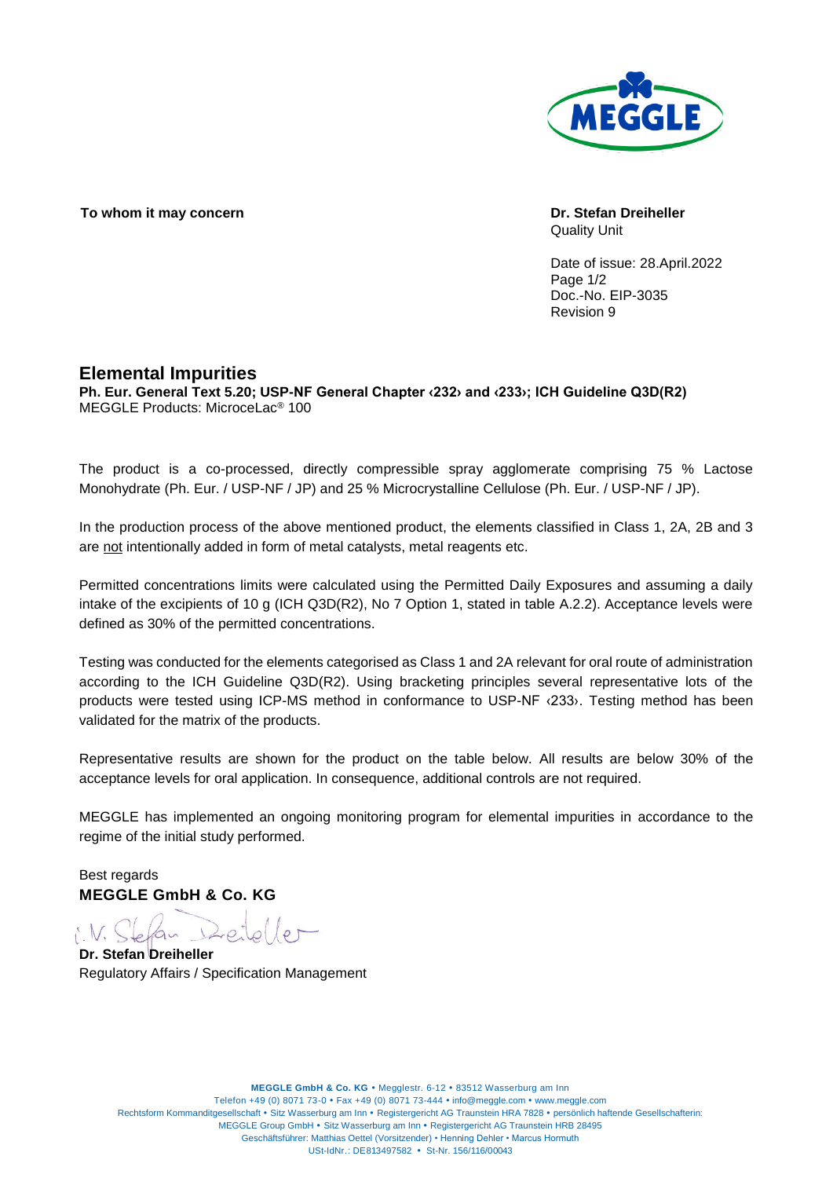**To whom it may concern**

**Dr. Stefan Dreiheller**
Quality Unit

Date of issue: 28.April.2022
Doc.-No. EIP-3035
Revision 9

## Elemental Impurities

**Ph. Eur. General Text 5.20; USP-NF General Chapter ‹232› and ‹233›; ICH Guideline Q3D(R2)**
MEGGLE Products: MicroceLac® 100

The product is a co-processed, directly compressible spray agglomerate comprising 75 % Lactose Monohydrate (Ph. Eur. / USP-NF / JP) and 25 % Microcrystalline Cellulose (Ph. Eur. / USP-NF / JP).

In the production process of the above mentioned product, the elements classified in Class 1, 2A, 2B and 3 are not intentionally added in form of metal catalysts, metal reagents etc.

Permitted concentrations limits were calculated using the Permitted Daily Exposures and assuming a daily intake of the excipients of 10 g (ICH Q3D(R2), No 7 Option 1, stated in table A.2.2). Acceptance levels were defined as 30% of the permitted concentrations.

Testing was conducted for the elements categorised as Class 1 and 2A relevant for oral route of administration according to the ICH Guideline Q3D(R2). Using bracketing principles several representative lots of the products were tested using ICP-MS method in conformance to USP-NF ‹233›. Testing method has been validated for the matrix of the products.

Representative results are shown for the product on the table below. All results are below 30% of the acceptance levels for oral application. In consequence, additional controls are not required.

MEGGLE has implemented an ongoing monitoring program for elemental impurities in accordance to the regime of the initial study performed.

Best regards
**MEGGLE GmbH & Co. KG**

i.V. Stefan Dreiheller

**Dr. Stefan Dreiheller**
Regulatory Affairs / Specification Management

**MEGGLE GmbH & Co. KG** • Megglestr. 6-12 • 83512 Wasserburg am Inn
Telefon +49 (0) 8071 73-0 • Fax +49 (0) 8071 73-444 • info@meggle.com • www.meggle.com
Rechtsform Kommanditgesellschaft • Sitz Wasserburg am Inn • Registergericht AG Traunstein HRA 7828 • persönlich haftende Gesellschafterin: MEGGLE Group GmbH • Sitz Wasserburg am Inn • Registergericht AG Traunstein HRB 28495
Geschäftsführer: Matthias Oettel (Vorsitzender) • Henning Dehler • Marcus Hormuth
USt-IdNr.: DE813497582 • St-Nr. 156/116/00043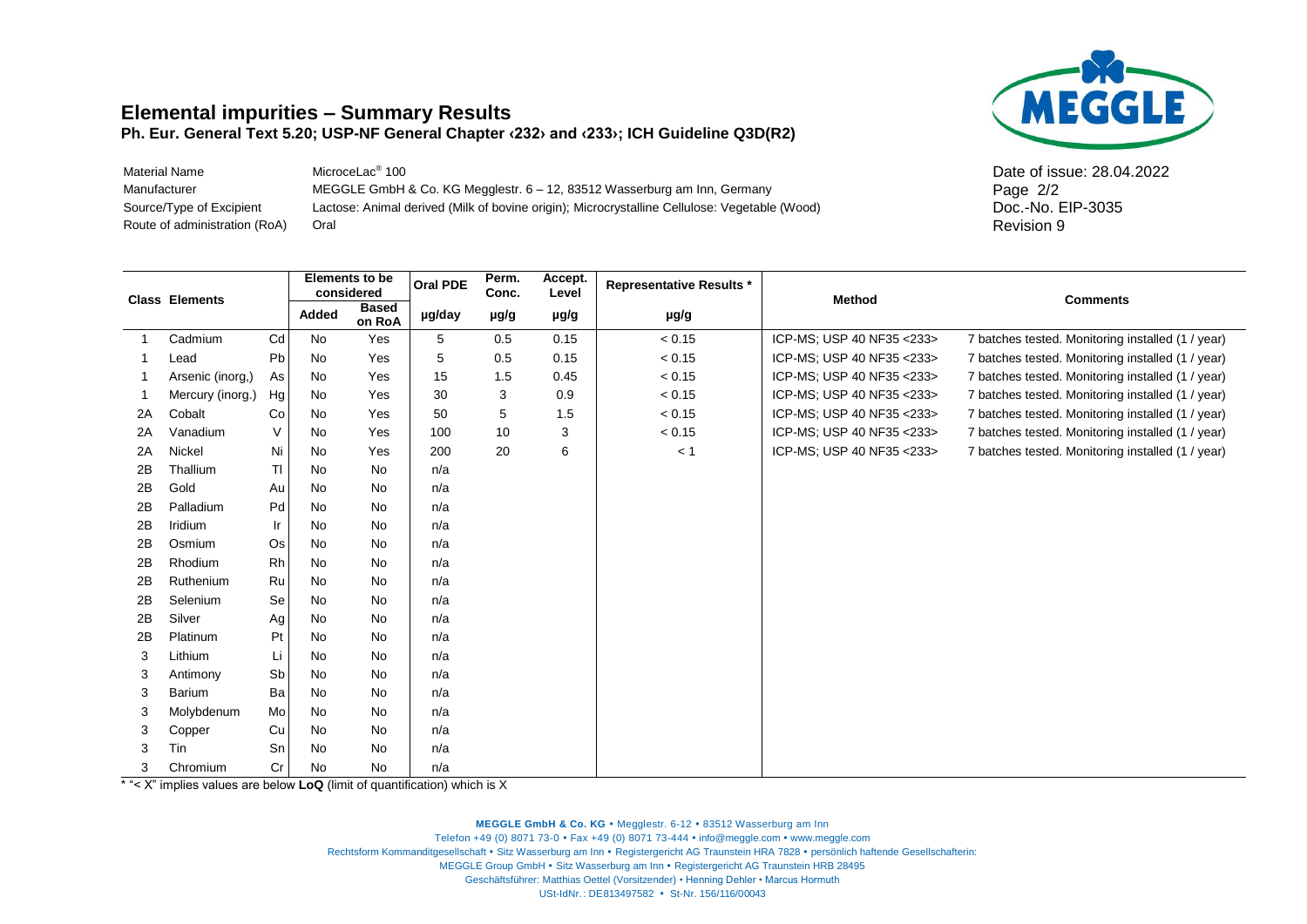# Elemental impurities – Summary Results

**Ph. Eur. General Text 5.20; USP-NF General Chapter ‹232› and ‹233›; ICH Guideline Q3D(R2)**

| | |
|---|---|
| Material Name | MicroceLac® 100 |
| Manufacturer | MEGGLE GmbH & Co. KG Megglestr. 6 – 12, 83512 Wasserburg am Inn, Germany |
| Source/Type of Excipient | Lactose: Animal derived (Milk of bovine origin); Microcrystalline Cellulose: Vegetable (Wood) |
| Route of administration (RoA) | Oral |

Date of issue: 28.04.2022
Doc.-No. EIP-3035
Revision 9

| Class | Elements | | Elements to be considered | | Oral PDE | Perm. Conc. | Accept. Level | Representative Results * | Method | Comments |
|---|---|---|---|---|---|---|---|---|---|---|
| | | | Added | Based on RoA | µg/day | µg/g | µg/g | µg/g | | |
| 1 | Cadmium | Cd | No | Yes | 5 | 0.5 | 0.15 | < 0.15 | ICP-MS; USP 40 NF35 <233> | 7 batches tested. Monitoring installed (1 / year) |
| 1 | Lead | Pb | No | Yes | 5 | 0.5 | 0.15 | < 0.15 | ICP-MS; USP 40 NF35 <233> | 7 batches tested. Monitoring installed (1 / year) |
| 1 | Arsenic (inorg,) | As | No | Yes | 15 | 1.5 | 0.45 | < 0.15 | ICP-MS; USP 40 NF35 <233> | 7 batches tested. Monitoring installed (1 / year) |
| 1 | Mercury (inorg.) | Hg | No | Yes | 30 | 3 | 0.9 | < 0.15 | ICP-MS; USP 40 NF35 <233> | 7 batches tested. Monitoring installed (1 / year) |
| 2A | Cobalt | Co | No | Yes | 50 | 5 | 1.5 | < 0.15 | ICP-MS; USP 40 NF35 <233> | 7 batches tested. Monitoring installed (1 / year) |
| 2A | Vanadium | V | No | Yes | 100 | 10 | 3 | < 0.15 | ICP-MS; USP 40 NF35 <233> | 7 batches tested. Monitoring installed (1 / year) |
| 2A | Nickel | Ni | No | Yes | 200 | 20 | 6 | < 1 | ICP-MS; USP 40 NF35 <233> | 7 batches tested. Monitoring installed (1 / year) |
| 2B | Thallium | Tl | No | No | n/a | | | | | |
| 2B | Gold | Au | No | No | n/a | | | | | |
| 2B | Palladium | Pd | No | No | n/a | | | | | |
| 2B | Iridium | Ir | No | No | n/a | | | | | |
| 2B | Osmium | Os | No | No | n/a | | | | | |
| 2B | Rhodium | Rh | No | No | n/a | | | | | |
| 2B | Ruthenium | Ru | No | No | n/a | | | | | |
| 2B | Selenium | Se | No | No | n/a | | | | | |
| 2B | Silver | Ag | No | No | n/a | | | | | |
| 2B | Platinum | Pt | No | No | n/a | | | | | |
| 3 | Lithium | Li | No | No | n/a | | | | | |
| 3 | Antimony | Sb | No | No | n/a | | | | | |
| 3 | Barium | Ba | No | No | n/a | | | | | |
| 3 | Molybdenum | Mo | No | No | n/a | | | | | |
| 3 | Copper | Cu | No | No | n/a | | | | | |
| 3 | Tin | Sn | No | No | n/a | | | | | |
| 3 | Chromium | Cr | No | No | n/a | | | | | |

* "< X" implies values are below **LoQ** (limit of quantification) which is X

**MEGGLE GmbH & Co. KG** • Megglestr. 6-12 • 83512 Wasserburg am Inn
Telefon +49 (0) 8071 73-0 • Fax +49 (0) 8071 73-444 • info@meggle.com • www.meggle.com
Rechtsform Kommanditgesellschaft • Sitz Wasserburg am Inn • Registergericht AG Traunstein HRA 7828 • persönlich haftende Gesellschafterin:
MEGGLE Group GmbH • Sitz Wasserburg am Inn • Registergericht AG Traunstein HRB 28495
Geschäftsführer: Matthias Oettel (Vorsitzender) • Henning Dehler • Marcus Hormuth
USt-IdNr.: DE813497582 • St-Nr. 156/116/00043